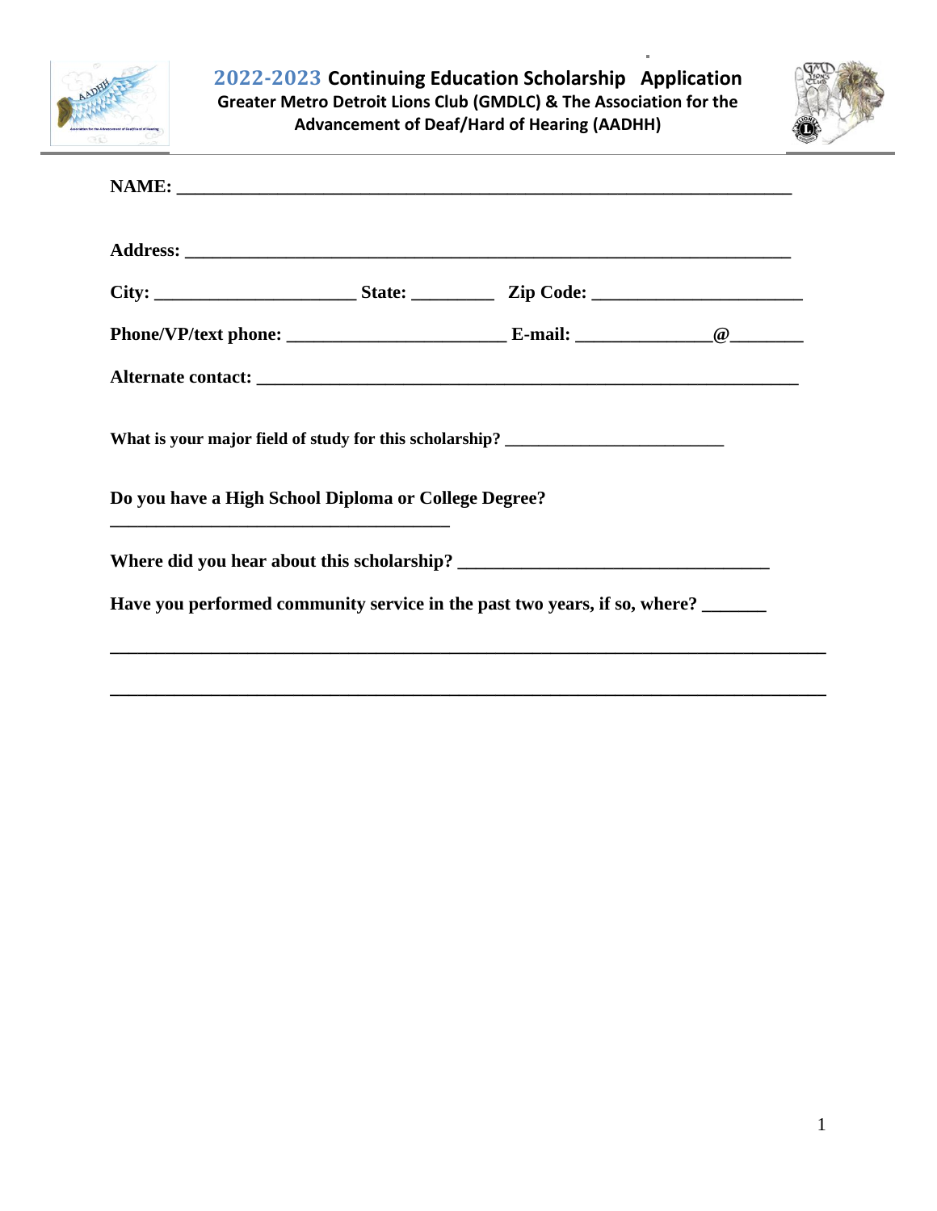# 2022-2023 Continuing Education Scholarship Application

**Greater Metro Detroit Lions Club (GMDLC) & The Association for the Advancement of Deaf/Hard of Hearing (AADHH)**

**NAME:** ______________________________________________________________________

**Address:** ____________________________________________________________________

**City:** ______________________ **State:** _________ **Zip Code:** _______________________

**Phone/VP/text phone:** ________________________ **E-mail:** ______________@________

**Alternate contact:** ____________________________________________________________

**What is your major field of study for this scholarship?** ________________________

**Do you have a High School Diploma or College Degree?**

______________________________________

**Where did you hear about this scholarship?** ___________________________________

**Have you performed community service in the past two years, if so, where?** _______

________________________________________________________________________________

________________________________________________________________________________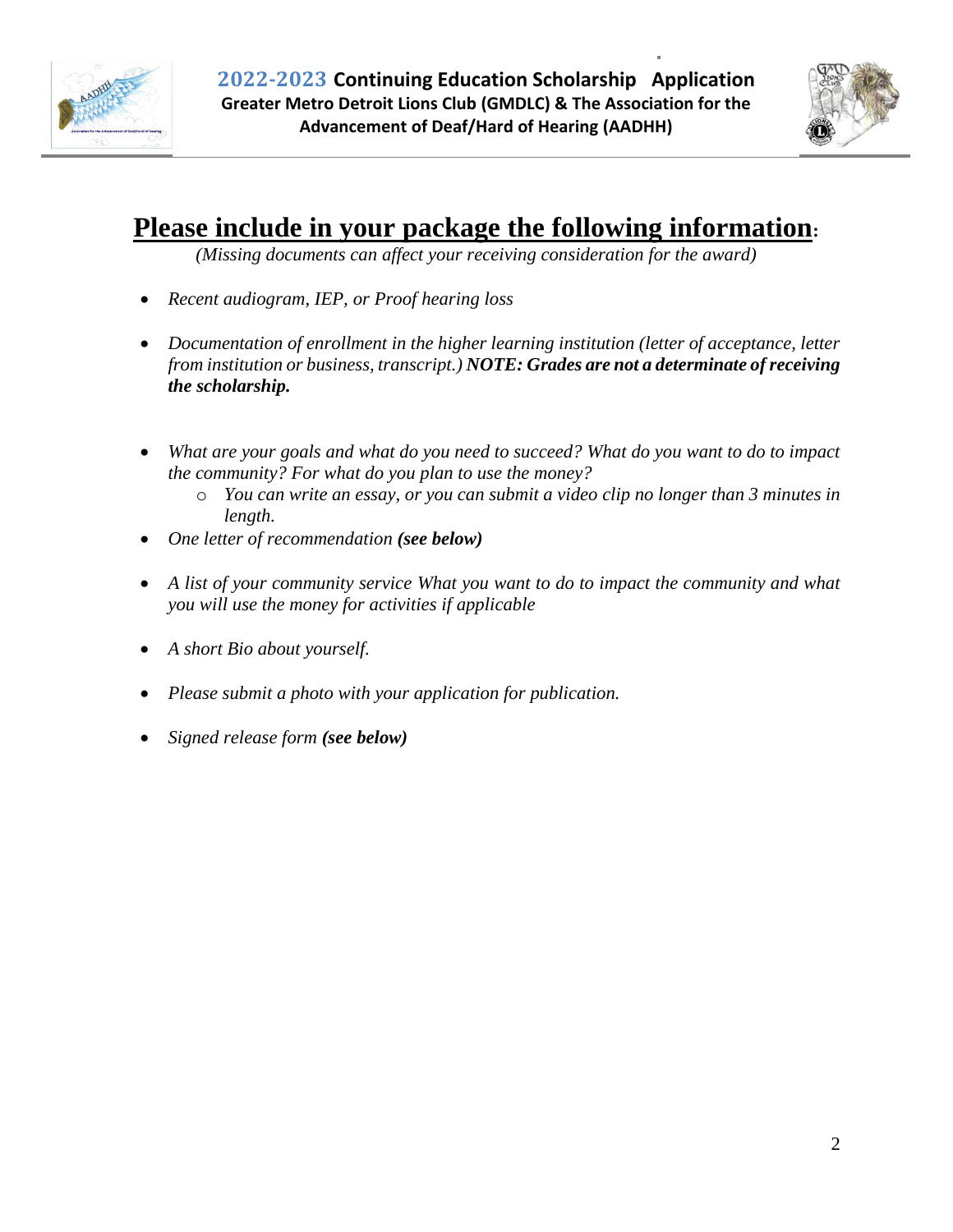# Please include in your package the following information:

*(Missing documents can affect your receiving consideration for the award)*

- *Recent audiogram, IEP, or Proof hearing loss*
- *Documentation of enrollment in the higher learning institution (letter of acceptance, letter from institution or business, transcript.)* ***NOTE: Grades are not a determinate of receiving the scholarship.***
- *What are your goals and what do you need to succeed? What do you want to do to impact the community? For what do you plan to use the money?*
  - *You can write an essay, or you can submit a video clip no longer than 3 minutes in length.*
- *One letter of recommendation* ***(see below)***
- *A list of your community service What you want to do to impact the community and what you will use the money for activities if applicable*
- *A short Bio about yourself.*
- *Please submit a photo with your application for publication.*
- *Signed release form* ***(see below)***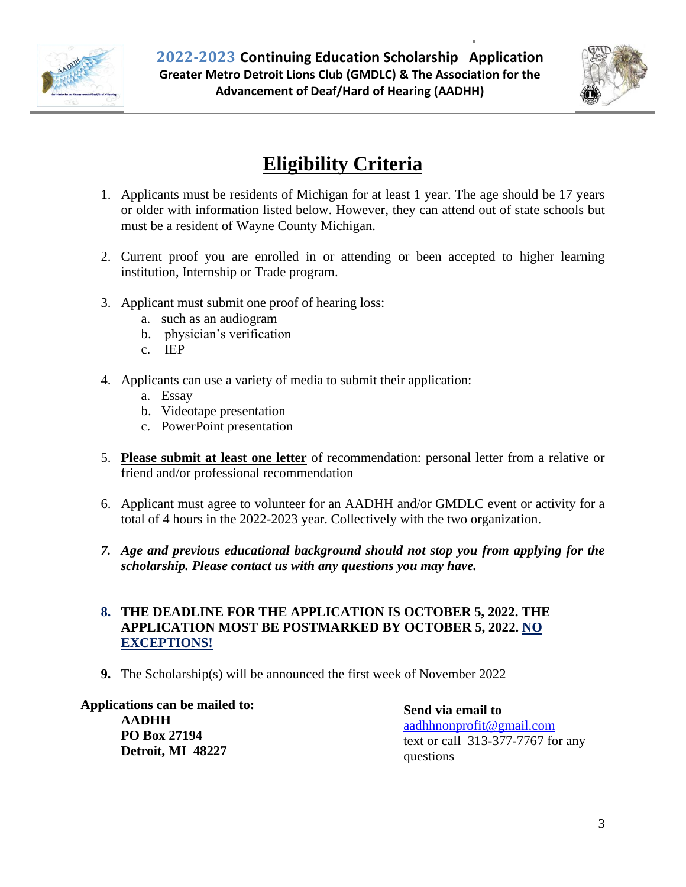# Eligibility Criteria

1. Applicants must be residents of Michigan for at least 1 year. The age should be 17 years or older with information listed below. However, they can attend out of state schools but must be a resident of Wayne County Michigan.

2. Current proof you are enrolled in or attending or been accepted to higher learning institution, Internship or Trade program.

3. Applicant must submit one proof of hearing loss:
   a. such as an audiogram
   b. physician's verification
   c. IEP

4. Applicants can use a variety of media to submit their application:
   a. Essay
   b. Videotape presentation
   c. PowerPoint presentation

5. **Please submit at least one letter** of recommendation: personal letter from a relative or friend and/or professional recommendation

6. Applicant must agree to volunteer for an AADHH and/or GMDLC event or activity for a total of 4 hours in the 2022-2023 year. Collectively with the two organization.

7. ***Age and previous educational background should not stop you from applying for the scholarship. Please contact us with any questions you may have.***

8. **THE DEADLINE FOR THE APPLICATION IS OCTOBER 5, 2022. THE APPLICATION MOST BE POSTMARKED BY OCTOBER 5, 2022. NO EXCEPTIONS!**

9. The Scholarship(s) will be announced the first week of November 2022

**Applications can be mailed to:**
**AADHH**
**PO Box 27194**
**Detroit, MI 48227**

**Send via email to**
aadhhnonprofit@gmail.com
text or call 313-377-7767 for any questions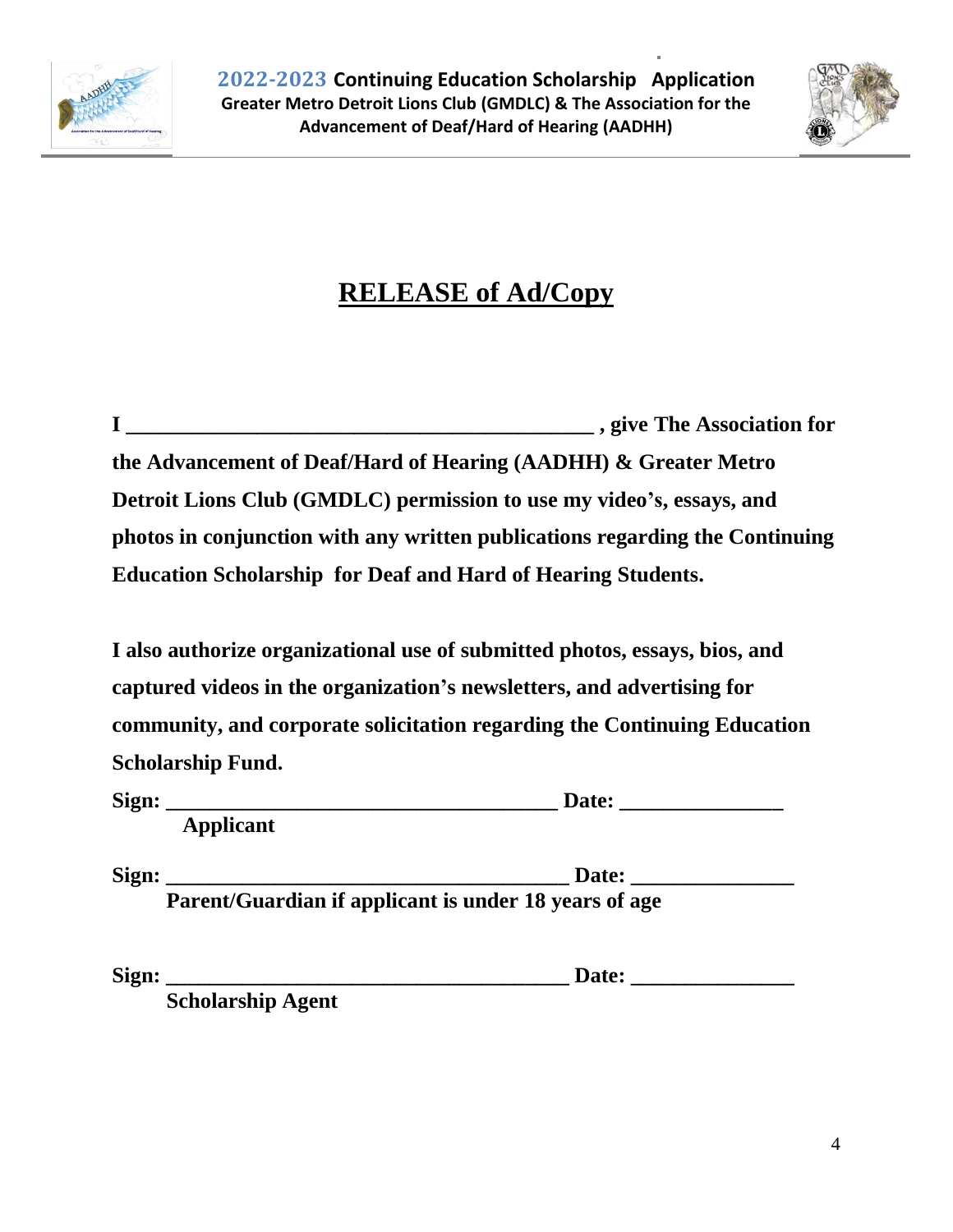# RELEASE of Ad/Copy

**I _____________________________________________ , give The Association for the Advancement of Deaf/Hard of Hearing (AADHH) & Greater Metro Detroit Lions Club (GMDLC) permission to use my video's, essays, and photos in conjunction with any written publications regarding the Continuing Education Scholarship for Deaf and Hard of Hearing Students.**

**I also authorize organizational use of submitted photos, essays, bios, and captured videos in the organization's newsletters, and advertising for community, and corporate solicitation regarding the Continuing Education Scholarship Fund.**

**Sign: _____________________________________ Date: _______________**
**Applicant**

**Sign: ______________________________________ Date: _______________**
**Parent/Guardian if applicant is under 18 years of age**

**Sign: ______________________________________ Date: _______________**
**Scholarship Agent**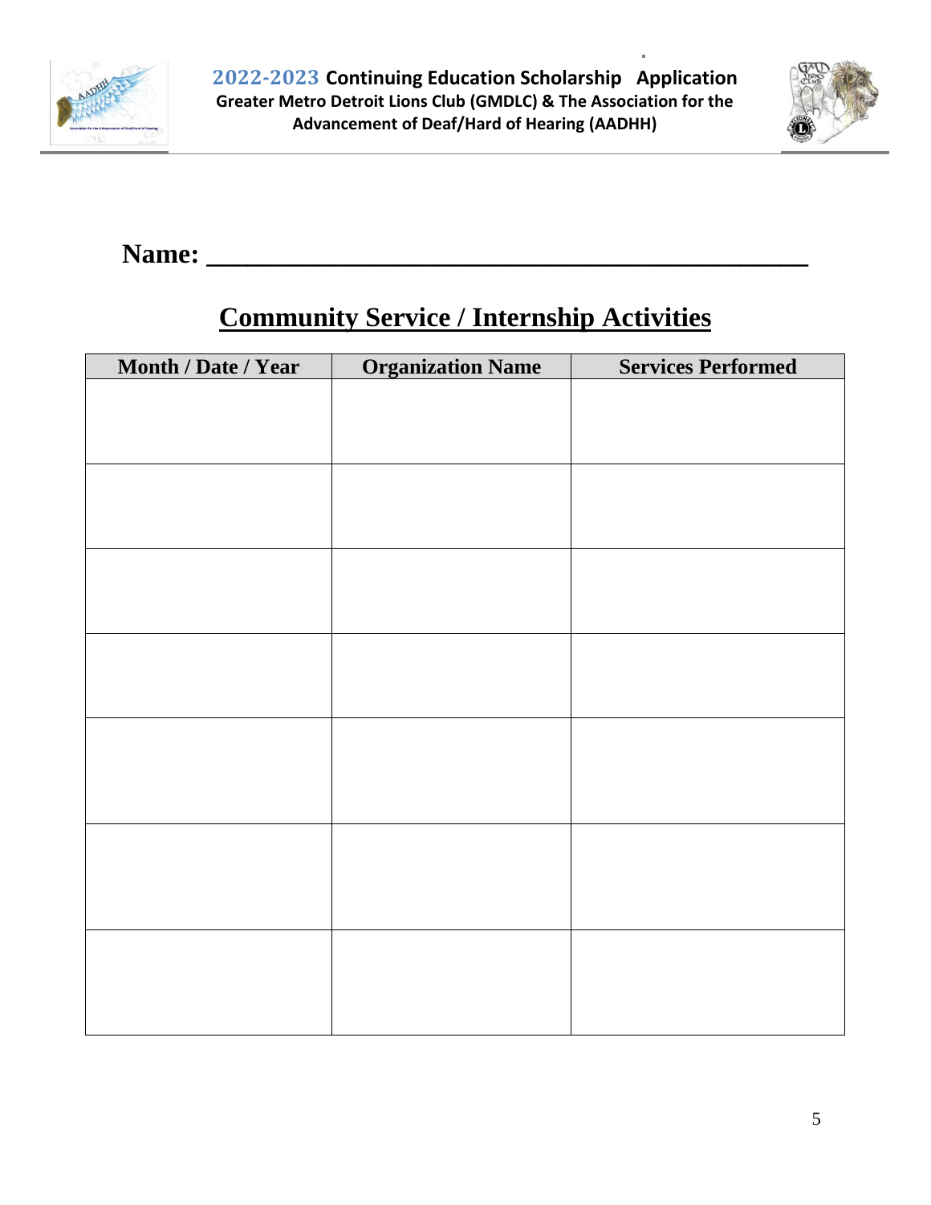**2022-2023 Continuing Education Scholarship Application**
**Greater Metro Detroit Lions Club (GMDLC) & The Association for the Advancement of Deaf/Hard of Hearing (AADHH)**

**Name: ____________________________________________**

## Community Service / Internship Activities

| Month / Date / Year | Organization Name | Services Performed |
|---|---|---|
| | | |
| | | |
| | | |
| | | |
| | | |
| | | |
| | | |